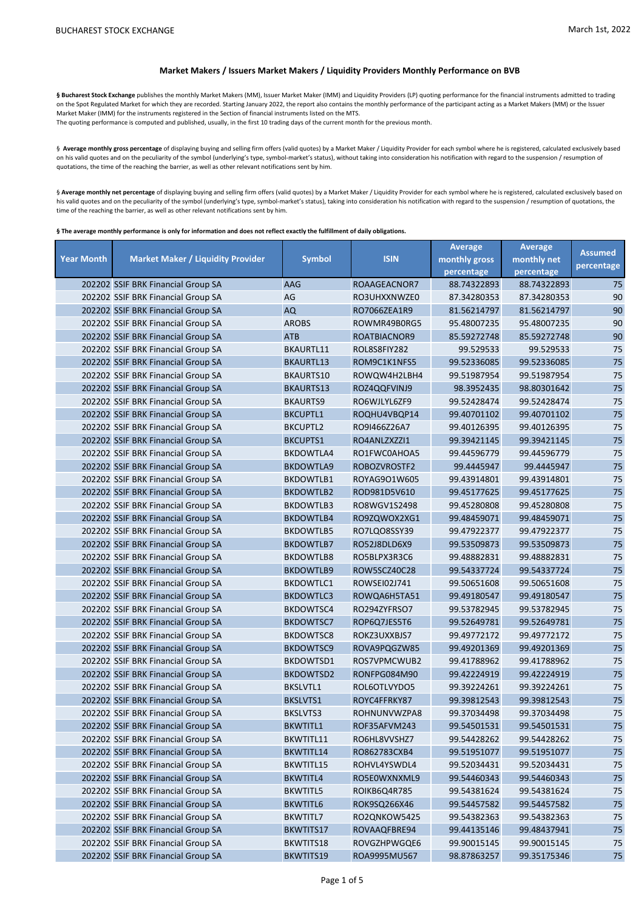## Market Makers / Issuers Market Makers / Liquidity Providers Monthly Performance on BVB

§ **Bucharest Stock Exchange** publishes the monthly Market Makers (MM), Issuer Market Maker (IMM) and Liquidity Providers (LP) quoting performance for the financial instruments admitted to trading on the Spot Regulated Market for which they are recorded. Starting January 2022, the report also contains the monthly performance of the participant acting as a Market Makers (MM) or the Issuer Market Maker (IMM) for the instruments registered in the Section of financial instruments listed on the MTS.
The quoting performance is computed and published, usually, in the first 10 trading days of the current month for the previous month.

§ **Average monthly gross percentage** of displaying buying and selling firm offers (valid quotes) by a Market Maker / Liquidity Provider for each symbol where he is registered, calculated exclusively based on his valid quotes and on the peculiarity of the symbol (underlying's type, symbol-market's status), without taking into consideration his notification with regard to the suspension / resumption of quotations, the time of the reaching the barrier, as well as other relevant notifications sent by him.

§ **Average monthly net percentage** of displaying buying and selling firm offers (valid quotes) by a Market Maker / Liquidity Provider for each symbol where he is registered, calculated exclusively based on his valid quotes and on the peculiarity of the symbol (underlying's type, symbol-market's status), taking into consideration his notification with regard to the suspension / resumption of quotations, the time of the reaching the barrier, as well as other relevant notifications sent by him.

**§ The average monthly performance is only for information and does not reflect exactly the fulfillment of daily obligations.**

| Year Month | Market Maker / Liquidity Provider | Symbol | ISIN | Average monthly gross percentage | Average monthly net percentage | Assumed percentage |
|---|---|---|---|---|---|---|
| 202202 | SSIF BRK Financial Group SA | AAG | ROAAGEACNOR7 | 88.74322893 | 88.74322893 | 75 |
| 202202 | SSIF BRK Financial Group SA | AG | RO3UHXXNWZE0 | 87.34280353 | 87.34280353 | 90 |
| 202202 | SSIF BRK Financial Group SA | AQ | RO7066ZEA1R9 | 81.56214797 | 81.56214797 | 90 |
| 202202 | SSIF BRK Financial Group SA | AROBS | ROWMR49B0RG5 | 95.48007235 | 95.48007235 | 90 |
| 202202 | SSIF BRK Financial Group SA | ATB | ROATBIACNOR9 | 85.59272748 | 85.59272748 | 90 |
| 202202 | SSIF BRK Financial Group SA | BKAURTL11 | ROL8S8FIY282 | 99.529533 | 99.529533 | 75 |
| 202202 | SSIF BRK Financial Group SA | BKAURTL13 | ROM9C1K1NFS5 | 99.52336085 | 99.52336085 | 75 |
| 202202 | SSIF BRK Financial Group SA | BKAURTS10 | ROWQW4H2LBH4 | 99.51987954 | 99.51987954 | 75 |
| 202202 | SSIF BRK Financial Group SA | BKAURTS13 | ROZ4QQFVINJ9 | 98.3952435 | 98.80301642 | 75 |
| 202202 | SSIF BRK Financial Group SA | BKAURTS9 | RO6WJLYL6ZF9 | 99.52428474 | 99.52428474 | 75 |
| 202202 | SSIF BRK Financial Group SA | BKCUPTL1 | ROQHU4VBQP14 | 99.40701102 | 99.40701102 | 75 |
| 202202 | SSIF BRK Financial Group SA | BKCUPTL2 | RO9I466Z26A7 | 99.40126395 | 99.40126395 | 75 |
| 202202 | SSIF BRK Financial Group SA | BKCUPTS1 | RO4ANLZXZZI1 | 99.39421145 | 99.39421145 | 75 |
| 202202 | SSIF BRK Financial Group SA | BKDOWTLA4 | RO1FWC0AHOA5 | 99.44596779 | 99.44596779 | 75 |
| 202202 | SSIF BRK Financial Group SA | BKDOWTLA9 | ROBOZVROSTF2 | 99.4445947 | 99.4445947 | 75 |
| 202202 | SSIF BRK Financial Group SA | BKDOWTLB1 | ROYAG9O1W605 | 99.43914801 | 99.43914801 | 75 |
| 202202 | SSIF BRK Financial Group SA | BKDOWTLB2 | ROD981D5V610 | 99.45177625 | 99.45177625 | 75 |
| 202202 | SSIF BRK Financial Group SA | BKDOWTLB3 | RO8WGV1S2498 | 99.45280808 | 99.45280808 | 75 |
| 202202 | SSIF BRK Financial Group SA | BKDOWTLB4 | RO9ZQWOX2XG1 | 99.48459071 | 99.48459071 | 75 |
| 202202 | SSIF BRK Financial Group SA | BKDOWTLB5 | RO7LQO8SSY39 | 99.47922377 | 99.47922377 | 75 |
| 202202 | SSIF BRK Financial Group SA | BKDOWTLB7 | RO52J8DLD6X9 | 99.53509873 | 99.53509873 | 75 |
| 202202 | SSIF BRK Financial Group SA | BKDOWTLB8 | RO5BLPX3R3C6 | 99.48882831 | 99.48882831 | 75 |
| 202202 | SSIF BRK Financial Group SA | BKDOWTLB9 | ROW5SCZ40C28 | 99.54337724 | 99.54337724 | 75 |
| 202202 | SSIF BRK Financial Group SA | BKDOWTLC1 | ROWSEI02J741 | 99.50651608 | 99.50651608 | 75 |
| 202202 | SSIF BRK Financial Group SA | BKDOWTLC3 | ROWQA6H5TA51 | 99.49180547 | 99.49180547 | 75 |
| 202202 | SSIF BRK Financial Group SA | BKDOWTSC4 | RO294ZYFRSO7 | 99.53782945 | 99.53782945 | 75 |
| 202202 | SSIF BRK Financial Group SA | BKDOWTSC7 | ROP6Q7JES5T6 | 99.52649781 | 99.52649781 | 75 |
| 202202 | SSIF BRK Financial Group SA | BKDOWTSC8 | ROKZ3UXXBJS7 | 99.49772172 | 99.49772172 | 75 |
| 202202 | SSIF BRK Financial Group SA | BKDOWTSC9 | ROVA9PQGZW85 | 99.49201369 | 99.49201369 | 75 |
| 202202 | SSIF BRK Financial Group SA | BKDOWTSD1 | ROS7VPMCWUB2 | 99.41788962 | 99.41788962 | 75 |
| 202202 | SSIF BRK Financial Group SA | BKDOWTSD2 | RONFPG084M90 | 99.42224919 | 99.42224919 | 75 |
| 202202 | SSIF BRK Financial Group SA | BKSLVTL1 | ROL6OTLVYDO5 | 99.39224261 | 99.39224261 | 75 |
| 202202 | SSIF BRK Financial Group SA | BKSLVTS1 | ROYC4FFRKY87 | 99.39812543 | 99.39812543 | 75 |
| 202202 | SSIF BRK Financial Group SA | BKSLVTS3 | ROHNUNVWZPA8 | 99.37034498 | 99.37034498 | 75 |
| 202202 | SSIF BRK Financial Group SA | BKWTITL1 | ROF35AFVM243 | 99.54501531 | 99.54501531 | 75 |
| 202202 | SSIF BRK Financial Group SA | BKWTITL11 | RO6HL8VVSHZ7 | 99.54428262 | 99.54428262 | 75 |
| 202202 | SSIF BRK Financial Group SA | BKWTITL14 | RO862783CXB4 | 99.51951077 | 99.51951077 | 75 |
| 202202 | SSIF BRK Financial Group SA | BKWTITL15 | ROHVL4YSWDL4 | 99.52034431 | 99.52034431 | 75 |
| 202202 | SSIF BRK Financial Group SA | BKWTITL4 | RO5E0WXNXML9 | 99.54460343 | 99.54460343 | 75 |
| 202202 | SSIF BRK Financial Group SA | BKWTITL5 | ROIKB6Q4R785 | 99.54381624 | 99.54381624 | 75 |
| 202202 | SSIF BRK Financial Group SA | BKWTITL6 | ROK9SQ266X46 | 99.54457582 | 99.54457582 | 75 |
| 202202 | SSIF BRK Financial Group SA | BKWTITL7 | RO2QNKOW5425 | 99.54382363 | 99.54382363 | 75 |
| 202202 | SSIF BRK Financial Group SA | BKWTITS17 | ROVAAQFBRE94 | 99.44135146 | 99.48437941 | 75 |
| 202202 | SSIF BRK Financial Group SA | BKWTITS18 | ROVGZHPWGQE6 | 99.90015145 | 99.90015145 | 75 |
| 202202 | SSIF BRK Financial Group SA | BKWTITS19 | ROA9995MU567 | 98.87863257 | 99.35175346 | 75 |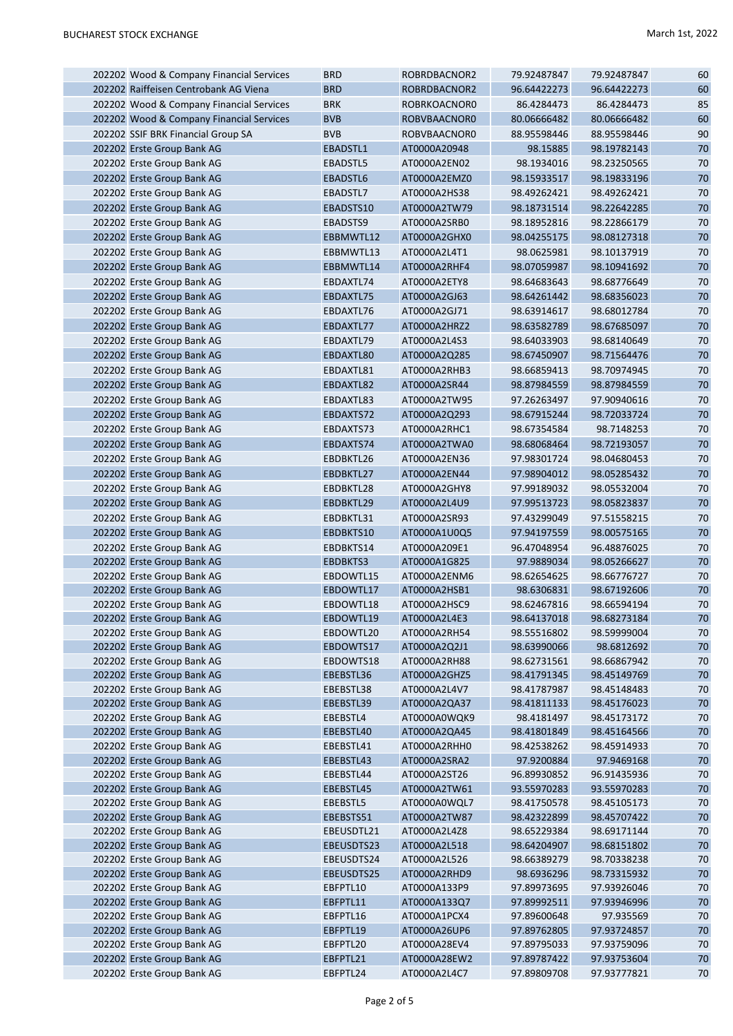| | | | | | | |
|---|---|---|---|---|---|---|
| 202202 | Wood & Company Financial Services | BRD | ROBRDBACNOR2 | 79.92487847 | 79.92487847 | 60 |
| 202202 | Raiffeisen Centrobank AG Viena | BRD | ROBRDBACNOR2 | 96.64422273 | 96.64422273 | 60 |
| 202202 | Wood & Company Financial Services | BRK | ROBRKOACNOR0 | 86.4284473 | 86.4284473 | 85 |
| 202202 | Wood & Company Financial Services | BVB | ROBVBAACNOR0 | 80.06666482 | 80.06666482 | 60 |
| 202202 | SSIF BRK Financial Group SA | BVB | ROBVBAACNOR0 | 88.95598446 | 88.95598446 | 90 |
| 202202 | Erste Group Bank AG | EBADSTL1 | AT0000A20948 | 98.15885 | 98.19782143 | 70 |
| 202202 | Erste Group Bank AG | EBADSTL5 | AT0000A2EN02 | 98.1934016 | 98.23250565 | 70 |
| 202202 | Erste Group Bank AG | EBADSTL6 | AT0000A2EMZ0 | 98.15933517 | 98.19833196 | 70 |
| 202202 | Erste Group Bank AG | EBADSTL7 | AT0000A2HS38 | 98.49262421 | 98.49262421 | 70 |
| 202202 | Erste Group Bank AG | EBADSTS10 | AT0000A2TW79 | 98.18731514 | 98.22642285 | 70 |
| 202202 | Erste Group Bank AG | EBADSTS9 | AT0000A2SRB0 | 98.18952816 | 98.22866179 | 70 |
| 202202 | Erste Group Bank AG | EBBMWTL12 | AT0000A2GHX0 | 98.04255175 | 98.08127318 | 70 |
| 202202 | Erste Group Bank AG | EBBMWTL13 | AT0000A2L4T1 | 98.0625981 | 98.10137919 | 70 |
| 202202 | Erste Group Bank AG | EBBMWTL14 | AT0000A2RHF4 | 98.07059987 | 98.10941692 | 70 |
| 202202 | Erste Group Bank AG | EBDAXTL74 | AT0000A2ETY8 | 98.64683643 | 98.68776649 | 70 |
| 202202 | Erste Group Bank AG | EBDAXTL75 | AT0000A2GJ63 | 98.64261442 | 98.68356023 | 70 |
| 202202 | Erste Group Bank AG | EBDAXTL76 | AT0000A2GJ71 | 98.63914617 | 98.68012784 | 70 |
| 202202 | Erste Group Bank AG | EBDAXTL77 | AT0000A2HRZ2 | 98.63582789 | 98.67685097 | 70 |
| 202202 | Erste Group Bank AG | EBDAXTL79 | AT0000A2L4S3 | 98.64033903 | 98.68140649 | 70 |
| 202202 | Erste Group Bank AG | EBDAXTL80 | AT0000A2Q285 | 98.67450907 | 98.71564476 | 70 |
| 202202 | Erste Group Bank AG | EBDAXTL81 | AT0000A2RHB3 | 98.66859413 | 98.70974945 | 70 |
| 202202 | Erste Group Bank AG | EBDAXTL82 | AT0000A2SR44 | 98.87984559 | 98.87984559 | 70 |
| 202202 | Erste Group Bank AG | EBDAXTL83 | AT0000A2TW95 | 97.26263497 | 97.90940616 | 70 |
| 202202 | Erste Group Bank AG | EBDAXTS72 | AT0000A2Q293 | 98.67915244 | 98.72033724 | 70 |
| 202202 | Erste Group Bank AG | EBDAXTS73 | AT0000A2RHC1 | 98.67354584 | 98.7148253 | 70 |
| 202202 | Erste Group Bank AG | EBDAXTS74 | AT0000A2TWA0 | 98.68068464 | 98.72193057 | 70 |
| 202202 | Erste Group Bank AG | EBDBKTL26 | AT0000A2EN36 | 97.98301724 | 98.04680453 | 70 |
| 202202 | Erste Group Bank AG | EBDBKTL27 | AT0000A2EN44 | 97.98904012 | 98.05285432 | 70 |
| 202202 | Erste Group Bank AG | EBDBKTL28 | AT0000A2GHY8 | 97.99189032 | 98.05532004 | 70 |
| 202202 | Erste Group Bank AG | EBDBKTL29 | AT0000A2L4U9 | 97.99513723 | 98.05823837 | 70 |
| 202202 | Erste Group Bank AG | EBDBKTL31 | AT0000A2SR93 | 97.43299049 | 97.51558215 | 70 |
| 202202 | Erste Group Bank AG | EBDBKTS10 | AT0000A1U0Q5 | 97.94197559 | 98.00575165 | 70 |
| 202202 | Erste Group Bank AG | EBDBKTS14 | AT0000A209E1 | 96.47048954 | 96.48876025 | 70 |
| 202202 | Erste Group Bank AG | EBDBKTS3 | AT0000A1G825 | 97.9889034 | 98.05266627 | 70 |
| 202202 | Erste Group Bank AG | EBDOWTL15 | AT0000A2ENM6 | 98.62654625 | 98.66776727 | 70 |
| 202202 | Erste Group Bank AG | EBDOWTL17 | AT0000A2HSB1 | 98.6306831 | 98.67192606 | 70 |
| 202202 | Erste Group Bank AG | EBDOWTL18 | AT0000A2HSC9 | 98.62467816 | 98.66594194 | 70 |
| 202202 | Erste Group Bank AG | EBDOWTL19 | AT0000A2L4E3 | 98.64137018 | 98.68273184 | 70 |
| 202202 | Erste Group Bank AG | EBDOWTL20 | AT0000A2RH54 | 98.55516802 | 98.59999004 | 70 |
| 202202 | Erste Group Bank AG | EBDOWTS17 | AT0000A2Q2J1 | 98.63990066 | 98.6812692 | 70 |
| 202202 | Erste Group Bank AG | EBDOWTS18 | AT0000A2RH88 | 98.62731561 | 98.66867942 | 70 |
| 202202 | Erste Group Bank AG | EBEBSTL36 | AT0000A2GHZ5 | 98.41791345 | 98.45149769 | 70 |
| 202202 | Erste Group Bank AG | EBEBSTL38 | AT0000A2L4V7 | 98.41787987 | 98.45148483 | 70 |
| 202202 | Erste Group Bank AG | EBEBSTL39 | AT0000A2QA37 | 98.41811133 | 98.45176023 | 70 |
| 202202 | Erste Group Bank AG | EBEBSTL4 | AT0000A0WQK9 | 98.4181497 | 98.45173172 | 70 |
| 202202 | Erste Group Bank AG | EBEBSTL40 | AT0000A2QA45 | 98.41801849 | 98.45164566 | 70 |
| 202202 | Erste Group Bank AG | EBEBSTL41 | AT0000A2RHH0 | 98.42538262 | 98.45914933 | 70 |
| 202202 | Erste Group Bank AG | EBEBSTL43 | AT0000A2SRA2 | 97.9200884 | 97.9469168 | 70 |
| 202202 | Erste Group Bank AG | EBEBSTL44 | AT0000A2ST26 | 96.89930852 | 96.91435936 | 70 |
| 202202 | Erste Group Bank AG | EBEBSTL45 | AT0000A2TW61 | 93.55970283 | 93.55970283 | 70 |
| 202202 | Erste Group Bank AG | EBEBSTL5 | AT0000A0WQL7 | 98.41750578 | 98.45105173 | 70 |
| 202202 | Erste Group Bank AG | EBEBSTS51 | AT0000A2TW87 | 98.42322899 | 98.45707422 | 70 |
| 202202 | Erste Group Bank AG | EBEUSDTL21 | AT0000A2L4Z8 | 98.65229384 | 98.69171144 | 70 |
| 202202 | Erste Group Bank AG | EBEUSDTS23 | AT0000A2L518 | 98.64204907 | 98.68151802 | 70 |
| 202202 | Erste Group Bank AG | EBEUSDTS24 | AT0000A2L526 | 98.66389279 | 98.70338238 | 70 |
| 202202 | Erste Group Bank AG | EBEUSDTS25 | AT0000A2RHD9 | 98.6936296 | 98.73315932 | 70 |
| 202202 | Erste Group Bank AG | EBFPTL10 | AT0000A133P9 | 97.89973695 | 97.93926046 | 70 |
| 202202 | Erste Group Bank AG | EBFPTL11 | AT0000A133Q7 | 97.89992511 | 97.93946996 | 70 |
| 202202 | Erste Group Bank AG | EBFPTL16 | AT0000A1PCX4 | 97.89600648 | 97.935569 | 70 |
| 202202 | Erste Group Bank AG | EBFPTL19 | AT0000A26UP6 | 97.89762805 | 97.93724857 | 70 |
| 202202 | Erste Group Bank AG | EBFPTL20 | AT0000A28EV4 | 97.89795033 | 97.93759096 | 70 |
| 202202 | Erste Group Bank AG | EBFPTL21 | AT0000A28EW2 | 97.89787422 | 97.93753604 | 70 |
| 202202 | Erste Group Bank AG | EBFPTL24 | AT0000A2L4C7 | 97.89809708 | 97.93777821 | 70 |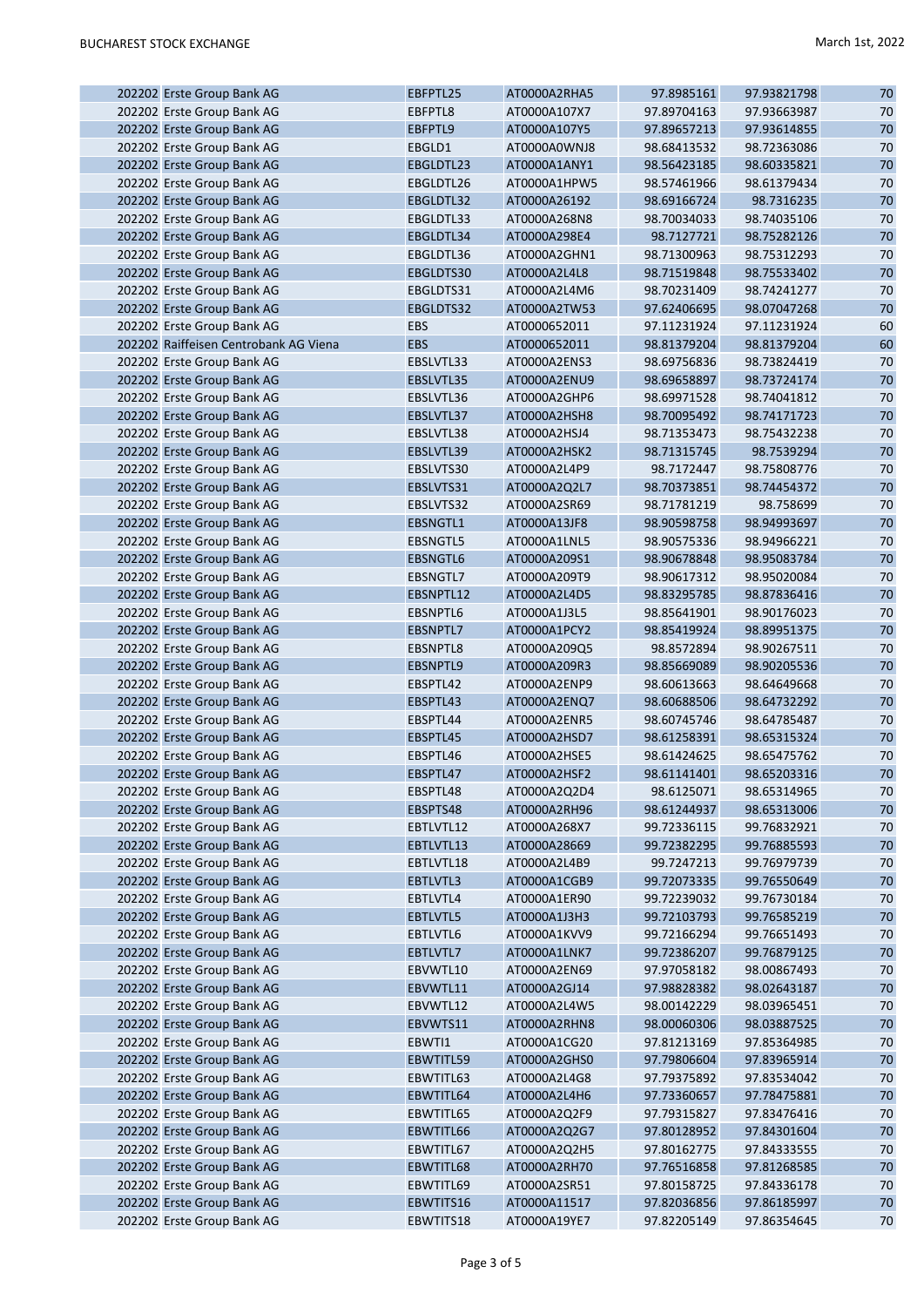| | | | | | | |
|---|---|---|---|---|---|---|
| 202202 | Erste Group Bank AG | EBFPTL25 | AT0000A2RHA5 | 97.8985161 | 97.93821798 | 70 |
| 202202 | Erste Group Bank AG | EBFPTL8 | AT0000A107X7 | 97.89704163 | 97.93663987 | 70 |
| 202202 | Erste Group Bank AG | EBFPTL9 | AT0000A107Y5 | 97.89657213 | 97.93614855 | 70 |
| 202202 | Erste Group Bank AG | EBGLD1 | AT0000A0WNJ8 | 98.68413532 | 98.72363086 | 70 |
| 202202 | Erste Group Bank AG | EBGLDTL23 | AT0000A1ANY1 | 98.56423185 | 98.60335821 | 70 |
| 202202 | Erste Group Bank AG | EBGLDTL26 | AT0000A1HPW5 | 98.57461966 | 98.61379434 | 70 |
| 202202 | Erste Group Bank AG | EBGLDTL32 | AT0000A26192 | 98.69166724 | 98.7316235 | 70 |
| 202202 | Erste Group Bank AG | EBGLDTL33 | AT0000A268N8 | 98.70034033 | 98.74035106 | 70 |
| 202202 | Erste Group Bank AG | EBGLDTL34 | AT0000A298E4 | 98.7127721 | 98.75282126 | 70 |
| 202202 | Erste Group Bank AG | EBGLDTL36 | AT0000A2GHN1 | 98.71300963 | 98.75312293 | 70 |
| 202202 | Erste Group Bank AG | EBGLDTS30 | AT0000A2L4L8 | 98.71519848 | 98.75533402 | 70 |
| 202202 | Erste Group Bank AG | EBGLDTS31 | AT0000A2L4M6 | 98.70231409 | 98.74241277 | 70 |
| 202202 | Erste Group Bank AG | EBGLDTS32 | AT0000A2TW53 | 97.62406695 | 98.07047268 | 70 |
| 202202 | Erste Group Bank AG | EBS | AT0000652011 | 97.11231924 | 97.11231924 | 60 |
| 202202 | Raiffeisen Centrobank AG Viena | EBS | AT0000652011 | 98.81379204 | 98.81379204 | 60 |
| 202202 | Erste Group Bank AG | EBSLVTL33 | AT0000A2ENS3 | 98.69756836 | 98.73824419 | 70 |
| 202202 | Erste Group Bank AG | EBSLVTL35 | AT0000A2ENU9 | 98.69658897 | 98.73724174 | 70 |
| 202202 | Erste Group Bank AG | EBSLVTL36 | AT0000A2GHP6 | 98.69971528 | 98.74041812 | 70 |
| 202202 | Erste Group Bank AG | EBSLVTL37 | AT0000A2HSH8 | 98.70095492 | 98.74171723 | 70 |
| 202202 | Erste Group Bank AG | EBSLVTL38 | AT0000A2HSJ4 | 98.71353473 | 98.75432238 | 70 |
| 202202 | Erste Group Bank AG | EBSLVTL39 | AT0000A2HSK2 | 98.71315745 | 98.7539294 | 70 |
| 202202 | Erste Group Bank AG | EBSLVTS30 | AT0000A2L4P9 | 98.7172447 | 98.75808776 | 70 |
| 202202 | Erste Group Bank AG | EBSLVTS31 | AT0000A2Q2L7 | 98.70373851 | 98.74454372 | 70 |
| 202202 | Erste Group Bank AG | EBSLVTS32 | AT0000A2SR69 | 98.71781219 | 98.758699 | 70 |
| 202202 | Erste Group Bank AG | EBSNGTL1 | AT0000A13JF8 | 98.90598758 | 98.94993697 | 70 |
| 202202 | Erste Group Bank AG | EBSNGTL5 | AT0000A1LNL5 | 98.90575336 | 98.94966221 | 70 |
| 202202 | Erste Group Bank AG | EBSNGTL6 | AT0000A209S1 | 98.90678848 | 98.95083784 | 70 |
| 202202 | Erste Group Bank AG | EBSNGTL7 | AT0000A209T9 | 98.90617312 | 98.95020084 | 70 |
| 202202 | Erste Group Bank AG | EBSNPTL12 | AT0000A2L4D5 | 98.83295785 | 98.87836416 | 70 |
| 202202 | Erste Group Bank AG | EBSNPTL6 | AT0000A1J3L5 | 98.85641901 | 98.90176023 | 70 |
| 202202 | Erste Group Bank AG | EBSNPTL7 | AT0000A1PCY2 | 98.85419924 | 98.89951375 | 70 |
| 202202 | Erste Group Bank AG | EBSNPTL8 | AT0000A209Q5 | 98.8572894 | 98.90267511 | 70 |
| 202202 | Erste Group Bank AG | EBSNPTL9 | AT0000A209R3 | 98.85669089 | 98.90205536 | 70 |
| 202202 | Erste Group Bank AG | EBSPTL42 | AT0000A2ENP9 | 98.60613663 | 98.64649668 | 70 |
| 202202 | Erste Group Bank AG | EBSPTL43 | AT0000A2ENQ7 | 98.60688506 | 98.64732292 | 70 |
| 202202 | Erste Group Bank AG | EBSPTL44 | AT0000A2ENR5 | 98.60745746 | 98.64785487 | 70 |
| 202202 | Erste Group Bank AG | EBSPTL45 | AT0000A2HSD7 | 98.61258391 | 98.65315324 | 70 |
| 202202 | Erste Group Bank AG | EBSPTL46 | AT0000A2HSE5 | 98.61424625 | 98.65475762 | 70 |
| 202202 | Erste Group Bank AG | EBSPTL47 | AT0000A2HSF2 | 98.61141401 | 98.65203316 | 70 |
| 202202 | Erste Group Bank AG | EBSPTL48 | AT0000A2Q2D4 | 98.6125071 | 98.65314965 | 70 |
| 202202 | Erste Group Bank AG | EBSPTS48 | AT0000A2RH96 | 98.61244937 | 98.65313006 | 70 |
| 202202 | Erste Group Bank AG | EBTLVTL12 | AT0000A268X7 | 99.72336115 | 99.76832921 | 70 |
| 202202 | Erste Group Bank AG | EBTLVTL13 | AT0000A28669 | 99.72382295 | 99.76885593 | 70 |
| 202202 | Erste Group Bank AG | EBTLVTL18 | AT0000A2L4B9 | 99.7247213 | 99.76979739 | 70 |
| 202202 | Erste Group Bank AG | EBTLVTL3 | AT0000A1CGB9 | 99.72073335 | 99.76550649 | 70 |
| 202202 | Erste Group Bank AG | EBTLVTL4 | AT0000A1ER90 | 99.72239032 | 99.76730184 | 70 |
| 202202 | Erste Group Bank AG | EBTLVTL5 | AT0000A1J3H3 | 99.72103793 | 99.76585219 | 70 |
| 202202 | Erste Group Bank AG | EBTLVTL6 | AT0000A1KVV9 | 99.72166294 | 99.76651493 | 70 |
| 202202 | Erste Group Bank AG | EBTLVTL7 | AT0000A1LNK7 | 99.72386207 | 99.76879125 | 70 |
| 202202 | Erste Group Bank AG | EBVWTL10 | AT0000A2EN69 | 97.97058182 | 98.00867493 | 70 |
| 202202 | Erste Group Bank AG | EBVWTL11 | AT0000A2GJ14 | 97.98828382 | 98.02643187 | 70 |
| 202202 | Erste Group Bank AG | EBVWTL12 | AT0000A2L4W5 | 98.00142229 | 98.03965451 | 70 |
| 202202 | Erste Group Bank AG | EBVWTS11 | AT0000A2RHN8 | 98.00060306 | 98.03887525 | 70 |
| 202202 | Erste Group Bank AG | EBWTI1 | AT0000A1CG20 | 97.81213169 | 97.85364985 | 70 |
| 202202 | Erste Group Bank AG | EBWTITL59 | AT0000A2GHS0 | 97.79806604 | 97.83965914 | 70 |
| 202202 | Erste Group Bank AG | EBWTITL63 | AT0000A2L4G8 | 97.79375892 | 97.83534042 | 70 |
| 202202 | Erste Group Bank AG | EBWTITL64 | AT0000A2L4H6 | 97.73360657 | 97.78475881 | 70 |
| 202202 | Erste Group Bank AG | EBWTITL65 | AT0000A2Q2F9 | 97.79315827 | 97.83476416 | 70 |
| 202202 | Erste Group Bank AG | EBWTITL66 | AT0000A2Q2G7 | 97.80128952 | 97.84301604 | 70 |
| 202202 | Erste Group Bank AG | EBWTITL67 | AT0000A2Q2H5 | 97.80162775 | 97.84333555 | 70 |
| 202202 | Erste Group Bank AG | EBWTITL68 | AT0000A2RH70 | 97.76516858 | 97.81268585 | 70 |
| 202202 | Erste Group Bank AG | EBWTITL69 | AT0000A2SR51 | 97.80158725 | 97.84336178 | 70 |
| 202202 | Erste Group Bank AG | EBWTITS16 | AT0000A11517 | 97.82036856 | 97.86185997 | 70 |
| 202202 | Erste Group Bank AG | EBWTITS18 | AT0000A19YE7 | 97.82205149 | 97.86354645 | 70 |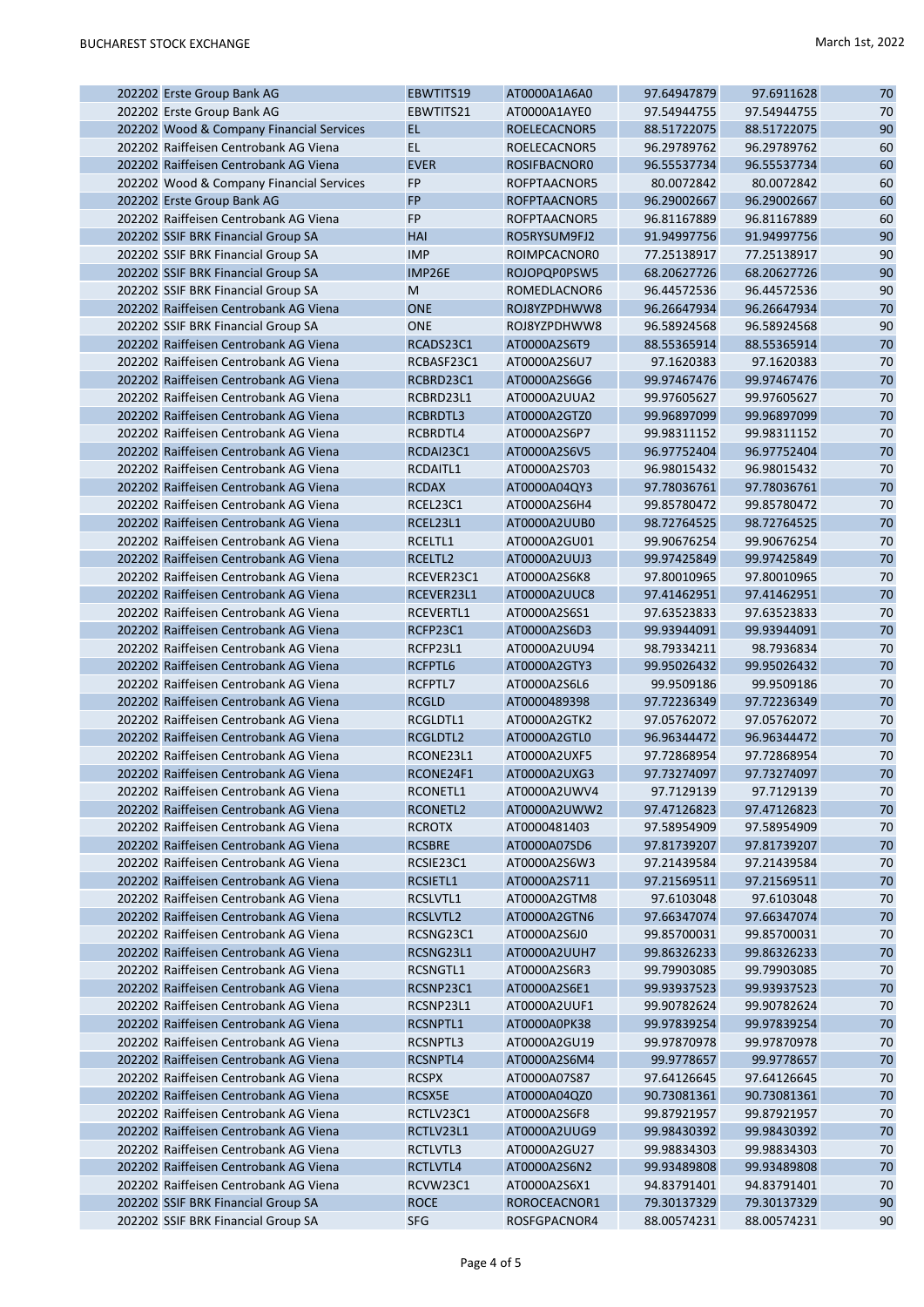| | | | | | | |
|---|---|---|---|---|---|---|
| 202202 | Erste Group Bank AG | EBWTITS19 | AT0000A1A6A0 | 97.64947879 | 97.6911628 | 70 |
| 202202 | Erste Group Bank AG | EBWTITS21 | AT0000A1AYE0 | 97.54944755 | 97.54944755 | 70 |
| 202202 | Wood & Company Financial Services | EL | ROELECACNOR5 | 88.51722075 | 88.51722075 | 90 |
| 202202 | Raiffeisen Centrobank AG Viena | EL | ROELECACNOR5 | 96.29789762 | 96.29789762 | 60 |
| 202202 | Raiffeisen Centrobank AG Viena | EVER | ROSIFBACNOR0 | 96.55537734 | 96.55537734 | 60 |
| 202202 | Wood & Company Financial Services | FP | ROFPTAACNOR5 | 80.0072842 | 80.0072842 | 60 |
| 202202 | Erste Group Bank AG | FP | ROFPTAACNOR5 | 96.29002667 | 96.29002667 | 60 |
| 202202 | Raiffeisen Centrobank AG Viena | FP | ROFPTAACNOR5 | 96.81167889 | 96.81167889 | 60 |
| 202202 | SSIF BRK Financial Group SA | HAI | RO5RYSUM9FJ2 | 91.94997756 | 91.94997756 | 90 |
| 202202 | SSIF BRK Financial Group SA | IMP | ROIMPCACNOR0 | 77.25138917 | 77.25138917 | 90 |
| 202202 | SSIF BRK Financial Group SA | IMP26E | ROJOPQP0PSW5 | 68.20627726 | 68.20627726 | 90 |
| 202202 | SSIF BRK Financial Group SA | M | ROMEDLACNOR6 | 96.44572536 | 96.44572536 | 90 |
| 202202 | Raiffeisen Centrobank AG Viena | ONE | ROJ8YZPDHWW8 | 96.26647934 | 96.26647934 | 70 |
| 202202 | SSIF BRK Financial Group SA | ONE | ROJ8YZPDHWW8 | 96.58924568 | 96.58924568 | 90 |
| 202202 | Raiffeisen Centrobank AG Viena | RCADS23C1 | AT0000A2S6T9 | 88.55365914 | 88.55365914 | 70 |
| 202202 | Raiffeisen Centrobank AG Viena | RCBASF23C1 | AT0000A2S6U7 | 97.1620383 | 97.1620383 | 70 |
| 202202 | Raiffeisen Centrobank AG Viena | RCBRD23C1 | AT0000A2S6G6 | 99.97467476 | 99.97467476 | 70 |
| 202202 | Raiffeisen Centrobank AG Viena | RCBRD23L1 | AT0000A2UUA2 | 99.97605627 | 99.97605627 | 70 |
| 202202 | Raiffeisen Centrobank AG Viena | RCBRDTL3 | AT0000A2GTZ0 | 99.96897099 | 99.96897099 | 70 |
| 202202 | Raiffeisen Centrobank AG Viena | RCBRDTL4 | AT0000A2S6P7 | 99.98311152 | 99.98311152 | 70 |
| 202202 | Raiffeisen Centrobank AG Viena | RCDAI23C1 | AT0000A2S6V5 | 96.97752404 | 96.97752404 | 70 |
| 202202 | Raiffeisen Centrobank AG Viena | RCDAITL1 | AT0000A2S703 | 96.98015432 | 96.98015432 | 70 |
| 202202 | Raiffeisen Centrobank AG Viena | RCDAX | AT0000A04QY3 | 97.78036761 | 97.78036761 | 70 |
| 202202 | Raiffeisen Centrobank AG Viena | RCEL23C1 | AT0000A2S6H4 | 99.85780472 | 99.85780472 | 70 |
| 202202 | Raiffeisen Centrobank AG Viena | RCEL23L1 | AT0000A2UUB0 | 98.72764525 | 98.72764525 | 70 |
| 202202 | Raiffeisen Centrobank AG Viena | RCELTL1 | AT0000A2GU01 | 99.90676254 | 99.90676254 | 70 |
| 202202 | Raiffeisen Centrobank AG Viena | RCELTL2 | AT0000A2UUJ3 | 99.97425849 | 99.97425849 | 70 |
| 202202 | Raiffeisen Centrobank AG Viena | RCEVER23C1 | AT0000A2S6K8 | 97.80010965 | 97.80010965 | 70 |
| 202202 | Raiffeisen Centrobank AG Viena | RCEVER23L1 | AT0000A2UUC8 | 97.41462951 | 97.41462951 | 70 |
| 202202 | Raiffeisen Centrobank AG Viena | RCEVERTL1 | AT0000A2S6S1 | 97.63523833 | 97.63523833 | 70 |
| 202202 | Raiffeisen Centrobank AG Viena | RCFP23C1 | AT0000A2S6D3 | 99.93944091 | 99.93944091 | 70 |
| 202202 | Raiffeisen Centrobank AG Viena | RCFP23L1 | AT0000A2UU94 | 98.79334211 | 98.7936834 | 70 |
| 202202 | Raiffeisen Centrobank AG Viena | RCFPTL6 | AT0000A2GTY3 | 99.95026432 | 99.95026432 | 70 |
| 202202 | Raiffeisen Centrobank AG Viena | RCFPTL7 | AT0000A2S6L6 | 99.9509186 | 99.9509186 | 70 |
| 202202 | Raiffeisen Centrobank AG Viena | RCGLD | AT0000489398 | 97.72236349 | 97.72236349 | 70 |
| 202202 | Raiffeisen Centrobank AG Viena | RCGLDTL1 | AT0000A2GTK2 | 97.05762072 | 97.05762072 | 70 |
| 202202 | Raiffeisen Centrobank AG Viena | RCGLDTL2 | AT0000A2GTL0 | 96.96344472 | 96.96344472 | 70 |
| 202202 | Raiffeisen Centrobank AG Viena | RCONE23L1 | AT0000A2UXF5 | 97.72868954 | 97.72868954 | 70 |
| 202202 | Raiffeisen Centrobank AG Viena | RCONE24F1 | AT0000A2UXG3 | 97.73274097 | 97.73274097 | 70 |
| 202202 | Raiffeisen Centrobank AG Viena | RCONETL1 | AT0000A2UWV4 | 97.7129139 | 97.7129139 | 70 |
| 202202 | Raiffeisen Centrobank AG Viena | RCONETL2 | AT0000A2UWW2 | 97.47126823 | 97.47126823 | 70 |
| 202202 | Raiffeisen Centrobank AG Viena | RCROTX | AT0000481403 | 97.58954909 | 97.58954909 | 70 |
| 202202 | Raiffeisen Centrobank AG Viena | RCSBRE | AT0000A07SD6 | 97.81739207 | 97.81739207 | 70 |
| 202202 | Raiffeisen Centrobank AG Viena | RCSIE23C1 | AT0000A2S6W3 | 97.21439584 | 97.21439584 | 70 |
| 202202 | Raiffeisen Centrobank AG Viena | RCSIETL1 | AT0000A2S711 | 97.21569511 | 97.21569511 | 70 |
| 202202 | Raiffeisen Centrobank AG Viena | RCSLVTL1 | AT0000A2GTM8 | 97.6103048 | 97.6103048 | 70 |
| 202202 | Raiffeisen Centrobank AG Viena | RCSLVTL2 | AT0000A2GTN6 | 97.66347074 | 97.66347074 | 70 |
| 202202 | Raiffeisen Centrobank AG Viena | RCSNG23C1 | AT0000A2S6J0 | 99.85700031 | 99.85700031 | 70 |
| 202202 | Raiffeisen Centrobank AG Viena | RCSNG23L1 | AT0000A2UUH7 | 99.86326233 | 99.86326233 | 70 |
| 202202 | Raiffeisen Centrobank AG Viena | RCSNGTL1 | AT0000A2S6R3 | 99.79903085 | 99.79903085 | 70 |
| 202202 | Raiffeisen Centrobank AG Viena | RCSNP23C1 | AT0000A2S6E1 | 99.93937523 | 99.93937523 | 70 |
| 202202 | Raiffeisen Centrobank AG Viena | RCSNP23L1 | AT0000A2UUF1 | 99.90782624 | 99.90782624 | 70 |
| 202202 | Raiffeisen Centrobank AG Viena | RCSNPTL1 | AT0000A0PK38 | 99.97839254 | 99.97839254 | 70 |
| 202202 | Raiffeisen Centrobank AG Viena | RCSNPTL3 | AT0000A2GU19 | 99.97870978 | 99.97870978 | 70 |
| 202202 | Raiffeisen Centrobank AG Viena | RCSNPTL4 | AT0000A2S6M4 | 99.9778657 | 99.9778657 | 70 |
| 202202 | Raiffeisen Centrobank AG Viena | RCSPX | AT0000A07S87 | 97.64126645 | 97.64126645 | 70 |
| 202202 | Raiffeisen Centrobank AG Viena | RCSX5E | AT0000A04QZ0 | 90.73081361 | 90.73081361 | 70 |
| 202202 | Raiffeisen Centrobank AG Viena | RCTLV23C1 | AT0000A2S6F8 | 99.87921957 | 99.87921957 | 70 |
| 202202 | Raiffeisen Centrobank AG Viena | RCTLV23L1 | AT0000A2UUG9 | 99.98430392 | 99.98430392 | 70 |
| 202202 | Raiffeisen Centrobank AG Viena | RCTLVTL3 | AT0000A2GU27 | 99.98834303 | 99.98834303 | 70 |
| 202202 | Raiffeisen Centrobank AG Viena | RCTLVTL4 | AT0000A2S6N2 | 99.93489808 | 99.93489808 | 70 |
| 202202 | Raiffeisen Centrobank AG Viena | RCVW23C1 | AT0000A2S6X1 | 94.83791401 | 94.83791401 | 70 |
| 202202 | SSIF BRK Financial Group SA | ROCE | ROROCEACNOR1 | 79.30137329 | 79.30137329 | 90 |
| 202202 | SSIF BRK Financial Group SA | SFG | ROSFGPACNOR4 | 88.00574231 | 88.00574231 | 90 |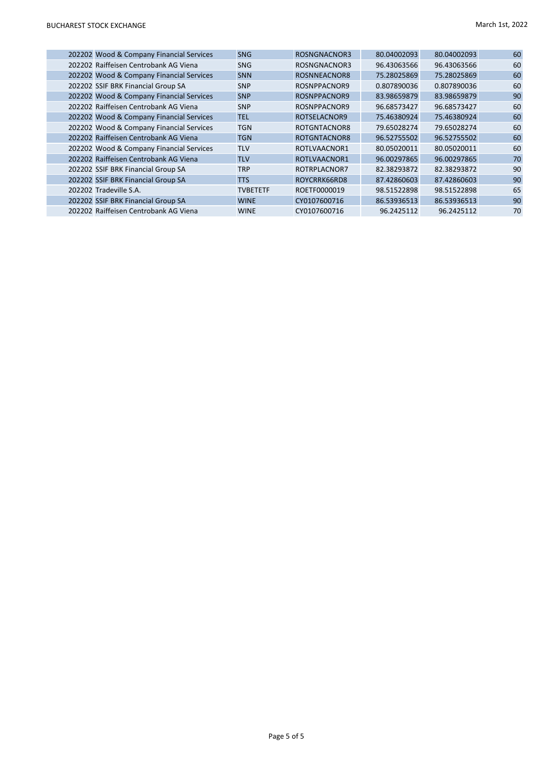| | | | | | | |
|---|---|---|---|---|---|---|
| 202202 | Wood & Company Financial Services | SNG | ROSNGNACNOR3 | 80.04002093 | 80.04002093 | 60 |
| 202202 | Raiffeisen Centrobank AG Viena | SNG | ROSNGNACNOR3 | 96.43063566 | 96.43063566 | 60 |
| 202202 | Wood & Company Financial Services | SNN | ROSNNEACNOR8 | 75.28025869 | 75.28025869 | 60 |
| 202202 | SSIF BRK Financial Group SA | SNP | ROSNPPACNOR9 | 0.807890036 | 0.807890036 | 60 |
| 202202 | Wood & Company Financial Services | SNP | ROSNPPACNOR9 | 83.98659879 | 83.98659879 | 90 |
| 202202 | Raiffeisen Centrobank AG Viena | SNP | ROSNPPACNOR9 | 96.68573427 | 96.68573427 | 60 |
| 202202 | Wood & Company Financial Services | TEL | ROTSELACNOR9 | 75.46380924 | 75.46380924 | 60 |
| 202202 | Wood & Company Financial Services | TGN | ROTGNTACNOR8 | 79.65028274 | 79.65028274 | 60 |
| 202202 | Raiffeisen Centrobank AG Viena | TGN | ROTGNTACNOR8 | 96.52755502 | 96.52755502 | 60 |
| 202202 | Wood & Company Financial Services | TLV | ROTLVAACNOR1 | 80.05020011 | 80.05020011 | 60 |
| 202202 | Raiffeisen Centrobank AG Viena | TLV | ROTLVAACNOR1 | 96.00297865 | 96.00297865 | 70 |
| 202202 | SSIF BRK Financial Group SA | TRP | ROTRPLACNOR7 | 82.38293872 | 82.38293872 | 90 |
| 202202 | SSIF BRK Financial Group SA | TTS | ROYCRRK66RD8 | 87.42860603 | 87.42860603 | 90 |
| 202202 | Tradeville S.A. | TVBETETF | ROETF0000019 | 98.51522898 | 98.51522898 | 65 |
| 202202 | SSIF BRK Financial Group SA | WINE | CY0107600716 | 86.53936513 | 86.53936513 | 90 |
| 202202 | Raiffeisen Centrobank AG Viena | WINE | CY0107600716 | 96.2425112 | 96.2425112 | 70 |